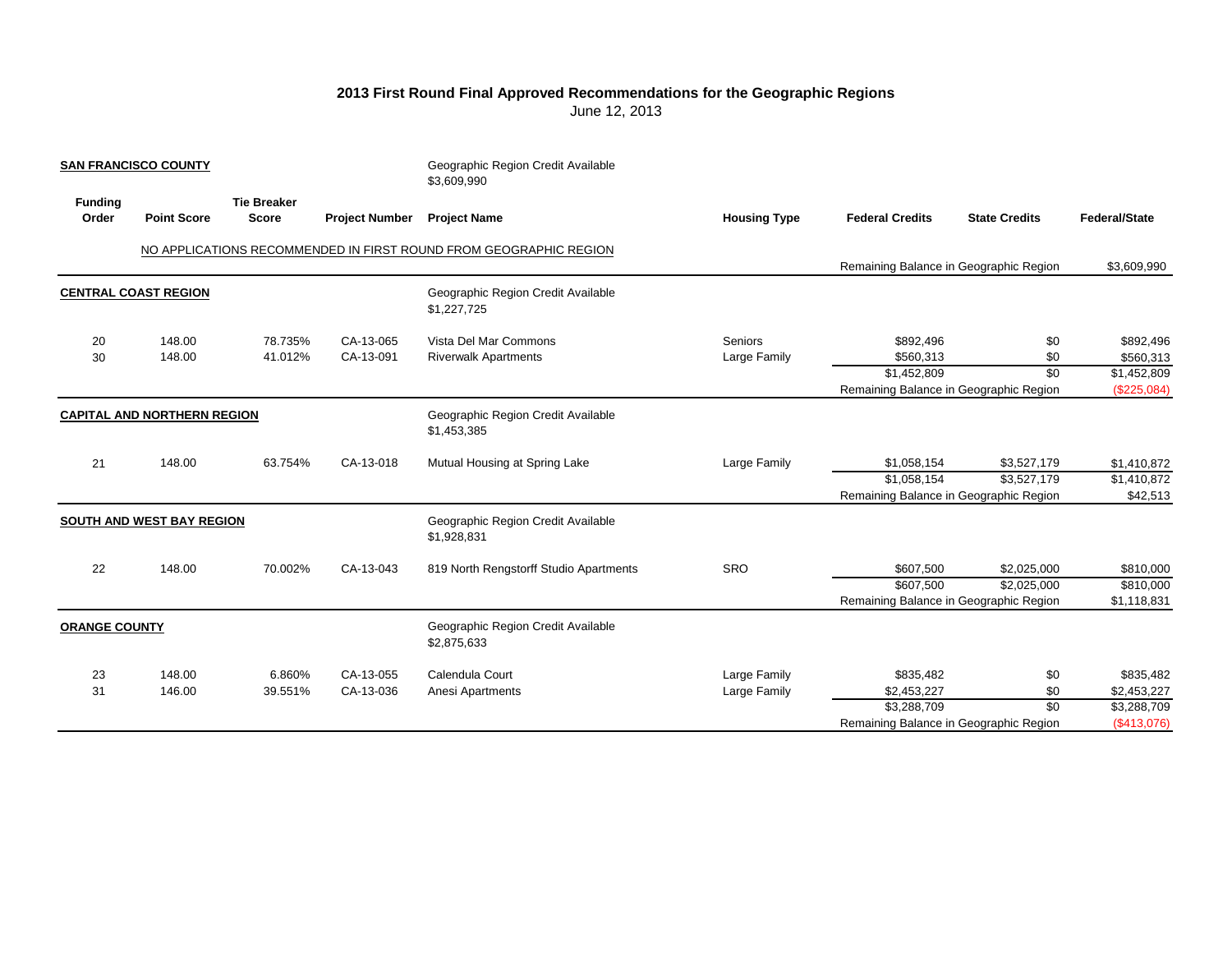# 2013 First Round Final Approved Recommendations for the Geographic Regions

June 12, 2013

## SAN FRANCISCO COUNTY

Geographic Region Credit Available
$3,609,990

| Funding Order | Point Score | Tie Breaker Score | Project Number | Project Name | Housing Type | Federal Credits | State Credits | Federal/State |
|---|---|---|---|---|---|---|---|---|
| | | | | NO APPLICATIONS RECOMMENDED IN FIRST ROUND FROM GEOGRAPHIC REGION | | | | |
| | | | | | | Remaining Balance in Geographic Region | | $3,609,990 |

## CENTRAL COAST REGION

Geographic Region Credit Available
$1,227,725

| Funding Order | Point Score | Tie Breaker Score | Project Number | Project Name | Housing Type | Federal Credits | State Credits | Federal/State |
|---|---|---|---|---|---|---|---|---|
| 20 | 148.00 | 78.735% | CA-13-065 | Vista Del Mar Commons | Seniors | $892,496 | $0 | $892,496 |
| 30 | 148.00 | 41.012% | CA-13-091 | Riverwalk Apartments | Large Family | $560,313 | $0 | $560,313 |
| | | | | | | $1,452,809 | $0 | $1,452,809 |
| | | | | | | Remaining Balance in Geographic Region | | ($225,084) |

## CAPITAL AND NORTHERN REGION

Geographic Region Credit Available
$1,453,385

| Funding Order | Point Score | Tie Breaker Score | Project Number | Project Name | Housing Type | Federal Credits | State Credits | Federal/State |
|---|---|---|---|---|---|---|---|---|
| 21 | 148.00 | 63.754% | CA-13-018 | Mutual Housing at Spring Lake | Large Family | $1,058,154 | $3,527,179 | $1,410,872 |
| | | | | | | $1,058,154 | $3,527,179 | $1,410,872 |
| | | | | | | Remaining Balance in Geographic Region | | $42,513 |

## SOUTH AND WEST BAY REGION

Geographic Region Credit Available
$1,928,831

| Funding Order | Point Score | Tie Breaker Score | Project Number | Project Name | Housing Type | Federal Credits | State Credits | Federal/State |
|---|---|---|---|---|---|---|---|---|
| 22 | 148.00 | 70.002% | CA-13-043 | 819 North Rengstorff Studio Apartments | SRO | $607,500 | $2,025,000 | $810,000 |
| | | | | | | $607,500 | $2,025,000 | $810,000 |
| | | | | | | Remaining Balance in Geographic Region | | $1,118,831 |

## ORANGE COUNTY

Geographic Region Credit Available
$2,875,633

| Funding Order | Point Score | Tie Breaker Score | Project Number | Project Name | Housing Type | Federal Credits | State Credits | Federal/State |
|---|---|---|---|---|---|---|---|---|
| 23 | 148.00 | 6.860% | CA-13-055 | Calendula Court | Large Family | $835,482 | $0 | $835,482 |
| 31 | 146.00 | 39.551% | CA-13-036 | Anesi Apartments | Large Family | $2,453,227 | $0 | $2,453,227 |
| | | | | | | $3,288,709 | $0 | $3,288,709 |
| | | | | | | Remaining Balance in Geographic Region | | ($413,076) |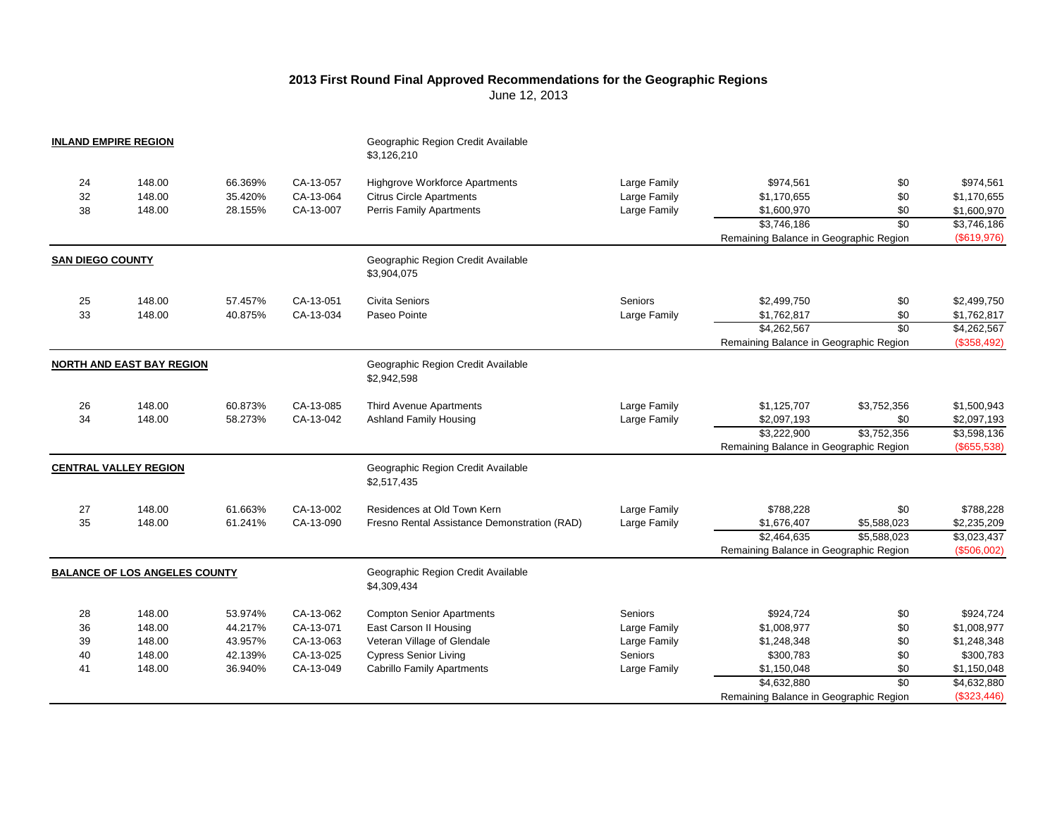**2013 First Round Final Approved Recommendations for the Geographic Regions**

June 12, 2013

**INLAND EMPIRE REGION**

Geographic Region Credit Available
$3,126,210

| | | | | | | | | |
|---|---|---|---|---|---|---|---|---|
| 24 | 148.00 | 66.369% | CA-13-057 | Highgrove Workforce Apartments | Large Family | $974,561 | $0 | $974,561 |
| 32 | 148.00 | 35.420% | CA-13-064 | Citrus Circle Apartments | Large Family | $1,170,655 | $0 | $1,170,655 |
| 38 | 148.00 | 28.155% | CA-13-007 | Perris Family Apartments | Large Family | $1,600,970 | $0 | $1,600,970 |
| | | | | | | $3,746,186 | $0 | $3,746,186 |
| | | | | | | Remaining Balance in Geographic Region | | ($619,976) |

**SAN DIEGO COUNTY**

Geographic Region Credit Available
$3,904,075

| | | | | | | | | |
|---|---|---|---|---|---|---|---|---|
| 25 | 148.00 | 57.457% | CA-13-051 | Civita Seniors | Seniors | $2,499,750 | $0 | $2,499,750 |
| 33 | 148.00 | 40.875% | CA-13-034 | Paseo Pointe | Large Family | $1,762,817 | $0 | $1,762,817 |
| | | | | | | $4,262,567 | $0 | $4,262,567 |
| | | | | | | Remaining Balance in Geographic Region | | ($358,492) |

**NORTH AND EAST BAY REGION**

Geographic Region Credit Available
$2,942,598

| | | | | | | | | |
|---|---|---|---|---|---|---|---|---|
| 26 | 148.00 | 60.873% | CA-13-085 | Third Avenue Apartments | Large Family | $1,125,707 | $3,752,356 | $1,500,943 |
| 34 | 148.00 | 58.273% | CA-13-042 | Ashland Family Housing | Large Family | $2,097,193 | $0 | $2,097,193 |
| | | | | | | $3,222,900 | $3,752,356 | $3,598,136 |
| | | | | | | Remaining Balance in Geographic Region | | ($655,538) |

**CENTRAL VALLEY REGION**

Geographic Region Credit Available
$2,517,435

| | | | | | | | | |
|---|---|---|---|---|---|---|---|---|
| 27 | 148.00 | 61.663% | CA-13-002 | Residences at Old Town Kern | Large Family | $788,228 | $0 | $788,228 |
| 35 | 148.00 | 61.241% | CA-13-090 | Fresno Rental Assistance Demonstration (RAD) | Large Family | $1,676,407 | $5,588,023 | $2,235,209 |
| | | | | | | $2,464,635 | $5,588,023 | $3,023,437 |
| | | | | | | Remaining Balance in Geographic Region | | ($506,002) |

**BALANCE OF LOS ANGELES COUNTY**

Geographic Region Credit Available
$4,309,434

| | | | | | | | | |
|---|---|---|---|---|---|---|---|---|
| 28 | 148.00 | 53.974% | CA-13-062 | Compton Senior Apartments | Seniors | $924,724 | $0 | $924,724 |
| 36 | 148.00 | 44.217% | CA-13-071 | East Carson II Housing | Large Family | $1,008,977 | $0 | $1,008,977 |
| 39 | 148.00 | 43.957% | CA-13-063 | Veteran Village of Glendale | Large Family | $1,248,348 | $0 | $1,248,348 |
| 40 | 148.00 | 42.139% | CA-13-025 | Cypress Senior Living | Seniors | $300,783 | $0 | $300,783 |
| 41 | 148.00 | 36.940% | CA-13-049 | Cabrillo Family Apartments | Large Family | $1,150,048 | $0 | $1,150,048 |
| | | | | | | $4,632,880 | $0 | $4,632,880 |
| | | | | | | Remaining Balance in Geographic Region | | ($323,446) |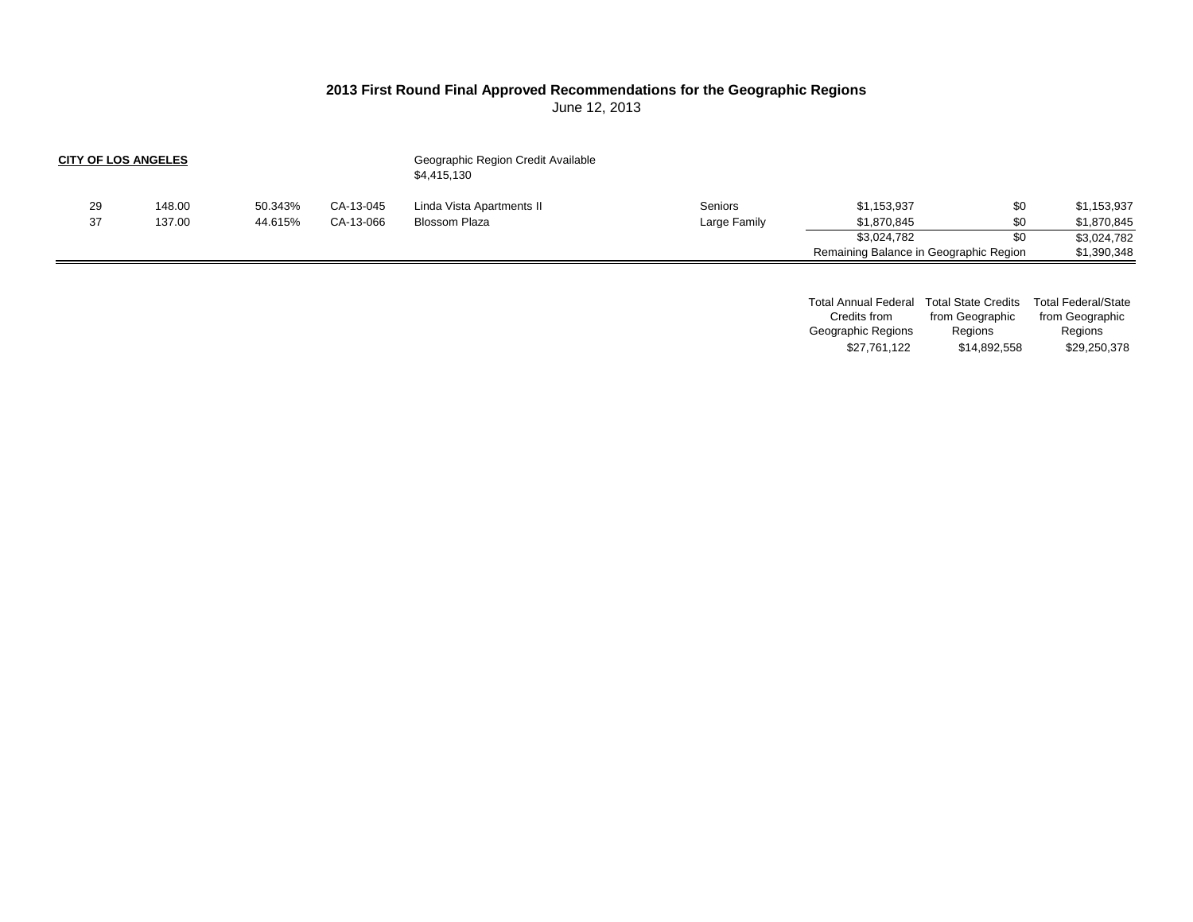**2013 First Round Final Approved Recommendations for the Geographic Regions**

June 12, 2013

**CITY OF LOS ANGELES**

Geographic Region Credit Available
$4,415,130

| | | | | | | | | |
|---|---|---|---|---|---|---|---|---|
| 29 | 148.00 | 50.343% | CA-13-045 | Linda Vista Apartments II | Seniors | $1,153,937 | $0 | $1,153,937 |
| 37 | 137.00 | 44.615% | CA-13-066 | Blossom Plaza | Large Family | $1,870,845 | $0 | $1,870,845 |
| | | | | | | $3,024,782 | $0 | $3,024,782 |
| | | | | | | Remaining Balance in Geographic Region | | $1,390,348 |

| Total Annual Federal Credits from Geographic Regions | Total State Credits from Geographic Regions | Total Federal/State from Geographic Regions |
|---|---|---|
| $27,761,122 | $14,892,558 | $29,250,378 |